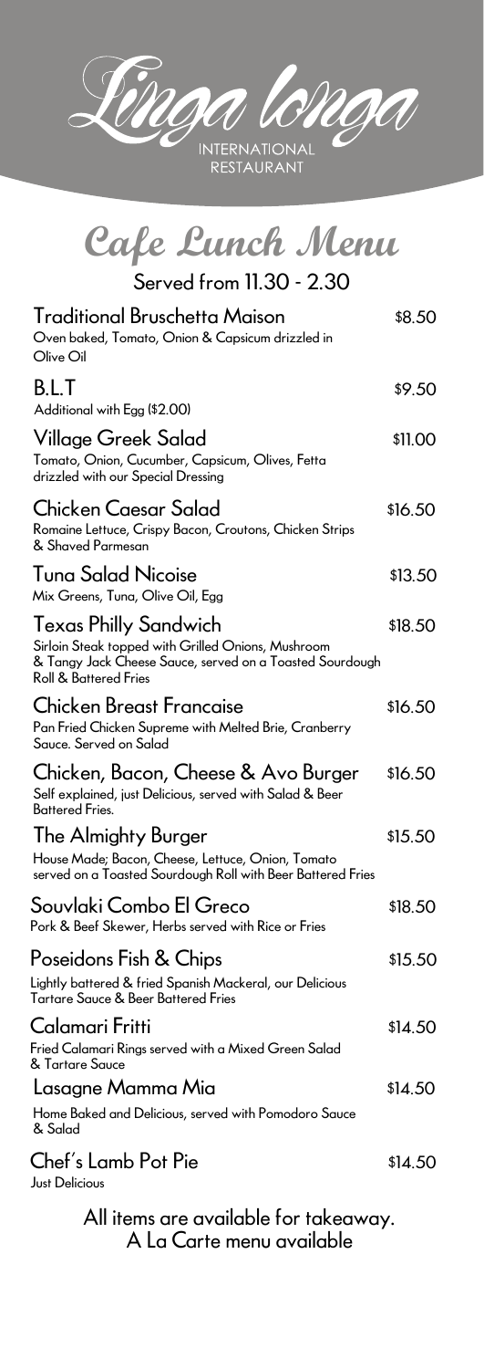# Linga Longa

INTERNATIONAL RESTAURANT

## Cafe Lunch Menu

Served from 11.30 - 2.30

**Traditional Bruschetta Maison** — $8.50
Oven baked, Tomato, Onion & Capsicum drizzled in Olive Oil

**B.L.T** — $9.50
Additional with Egg ($2.00)

**Village Greek Salad** — $11.00
Tomato, Onion, Cucumber, Capsicum, Olives, Fetta drizzled with our Special Dressing

**Chicken Caesar Salad** — $16.50
Romaine Lettuce, Crispy Bacon, Croutons, Chicken Strips & Shaved Parmesan

**Tuna Salad Nicoise** — $13.50
Mix Greens, Tuna, Olive Oil, Egg

**Texas Philly Sandwich** — $18.50
Sirloin Steak topped with Grilled Onions, Mushroom & Tangy Jack Cheese Sauce, served on a Toasted Sourdough Roll & Battered Fries

**Chicken Breast Francaise** — $16.50
Pan Fried Chicken Supreme with Melted Brie, Cranberry Sauce. Served on Salad

**Chicken, Bacon, Cheese & Avo Burger** — $16.50
Self explained, just Delicious, served with Salad & Beer Battered Fries.

**The Almighty Burger** — $15.50
House Made; Bacon, Cheese, Lettuce, Onion, Tomato served on a Toasted Sourdough Roll with Beer Battered Fries

**Souvlaki Combo El Greco** — $18.50
Pork & Beef Skewer, Herbs served with Rice or Fries

**Poseidons Fish & Chips** — $15.50
Lightly battered & fried Spanish Mackeral, our Delicious Tartare Sauce & Beer Battered Fries

**Calamari Fritti** — $14.50
Fried Calamari Rings served with a Mixed Green Salad & Tartare Sauce

**Lasagne Mamma Mia** — $14.50
Home Baked and Delicious, served with Pomodoro Sauce & Salad

**Chef's Lamb Pot Pie** — $14.50
Just Delicious

All items are available for takeaway.
A La Carte menu available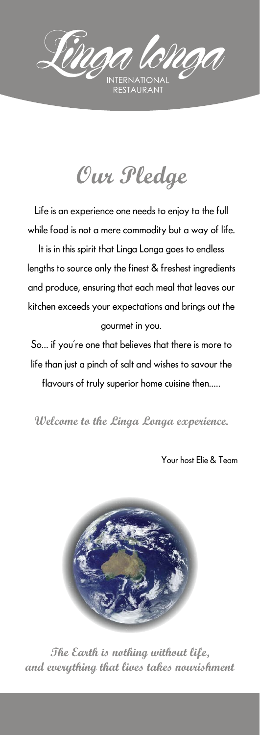# Linga longa

INTERNATIONAL RESTAURANT

## Our Pledge

Life is an experience one needs to enjoy to the full while food is not a mere commodity but a way of life.

It is in this spirit that Linga Longa goes to endless lengths to source only the finest & freshest ingredients and produce, ensuring that each meal that leaves our kitchen exceeds your expectations and brings out the gourmet in you.

So… if you're one that believes that there is more to life than just a pinch of salt and wishes to savour the flavours of truly superior home cuisine then…..

**Welcome to the Linga Longa experience.**

Your host Elie & Team

**The Earth is nothing without life, and everything that lives takes nourishment**